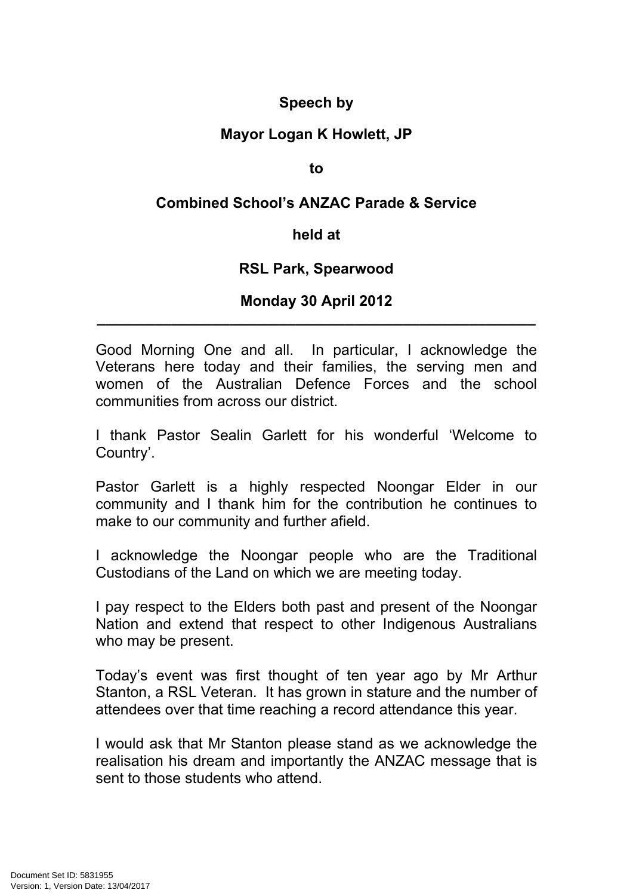**Speech by**

**Mayor Logan K Howlett, JP**

**to**

**Combined School's ANZAC Parade & Service**

**held at**

**RSL Park, Spearwood**

**Monday 30 April 2012**

---

Good Morning One and all. In particular, I acknowledge the Veterans here today and their families, the serving men and women of the Australian Defence Forces and the school communities from across our district.

I thank Pastor Sealin Garlett for his wonderful 'Welcome to Country'.

Pastor Garlett is a highly respected Noongar Elder in our community and I thank him for the contribution he continues to make to our community and further afield.

I acknowledge the Noongar people who are the Traditional Custodians of the Land on which we are meeting today.

I pay respect to the Elders both past and present of the Noongar Nation and extend that respect to other Indigenous Australians who may be present.

Today's event was first thought of ten year ago by Mr Arthur Stanton, a RSL Veteran. It has grown in stature and the number of attendees over that time reaching a record attendance this year.

I would ask that Mr Stanton please stand as we acknowledge the realisation his dream and importantly the ANZAC message that is sent to those students who attend.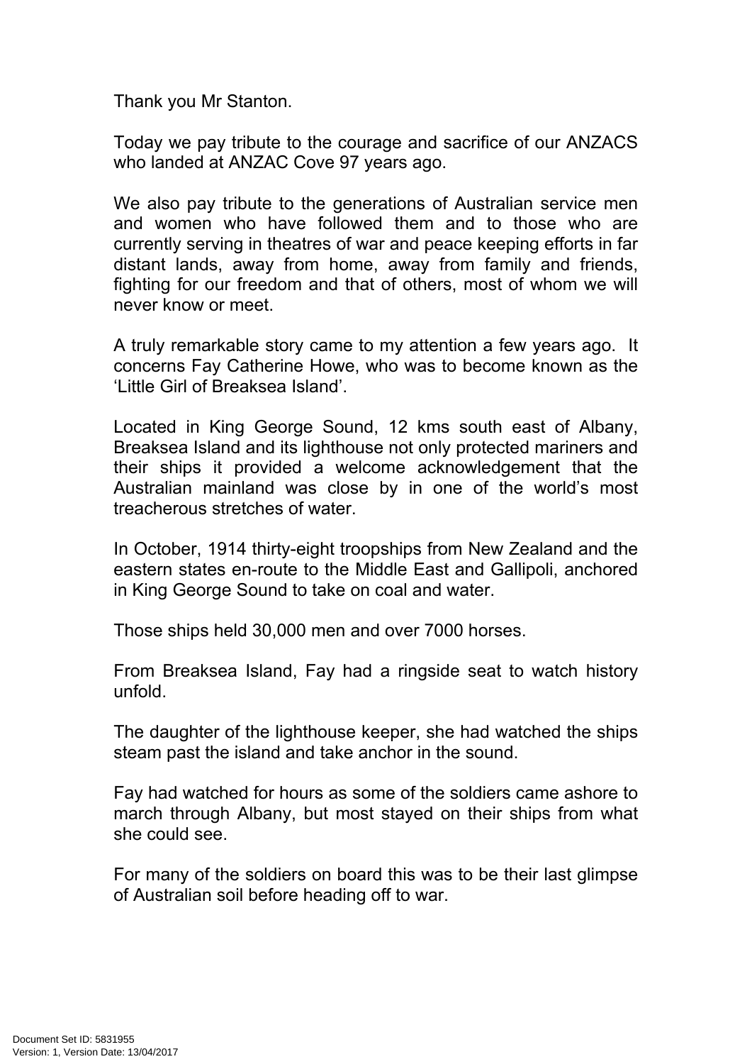Thank you Mr Stanton.

Today we pay tribute to the courage and sacrifice of our ANZACS who landed at ANZAC Cove 97 years ago.

We also pay tribute to the generations of Australian service men and women who have followed them and to those who are currently serving in theatres of war and peace keeping efforts in far distant lands, away from home, away from family and friends, fighting for our freedom and that of others, most of whom we will never know or meet.

A truly remarkable story came to my attention a few years ago. It concerns Fay Catherine Howe, who was to become known as the 'Little Girl of Breaksea Island'.

Located in King George Sound, 12 kms south east of Albany, Breaksea Island and its lighthouse not only protected mariners and their ships it provided a welcome acknowledgement that the Australian mainland was close by in one of the world's most treacherous stretches of water.

In October, 1914 thirty-eight troopships from New Zealand and the eastern states en-route to the Middle East and Gallipoli, anchored in King George Sound to take on coal and water.

Those ships held 30,000 men and over 7000 horses.

From Breaksea Island, Fay had a ringside seat to watch history unfold.

The daughter of the lighthouse keeper, she had watched the ships steam past the island and take anchor in the sound.

Fay had watched for hours as some of the soldiers came ashore to march through Albany, but most stayed on their ships from what she could see.

For many of the soldiers on board this was to be their last glimpse of Australian soil before heading off to war.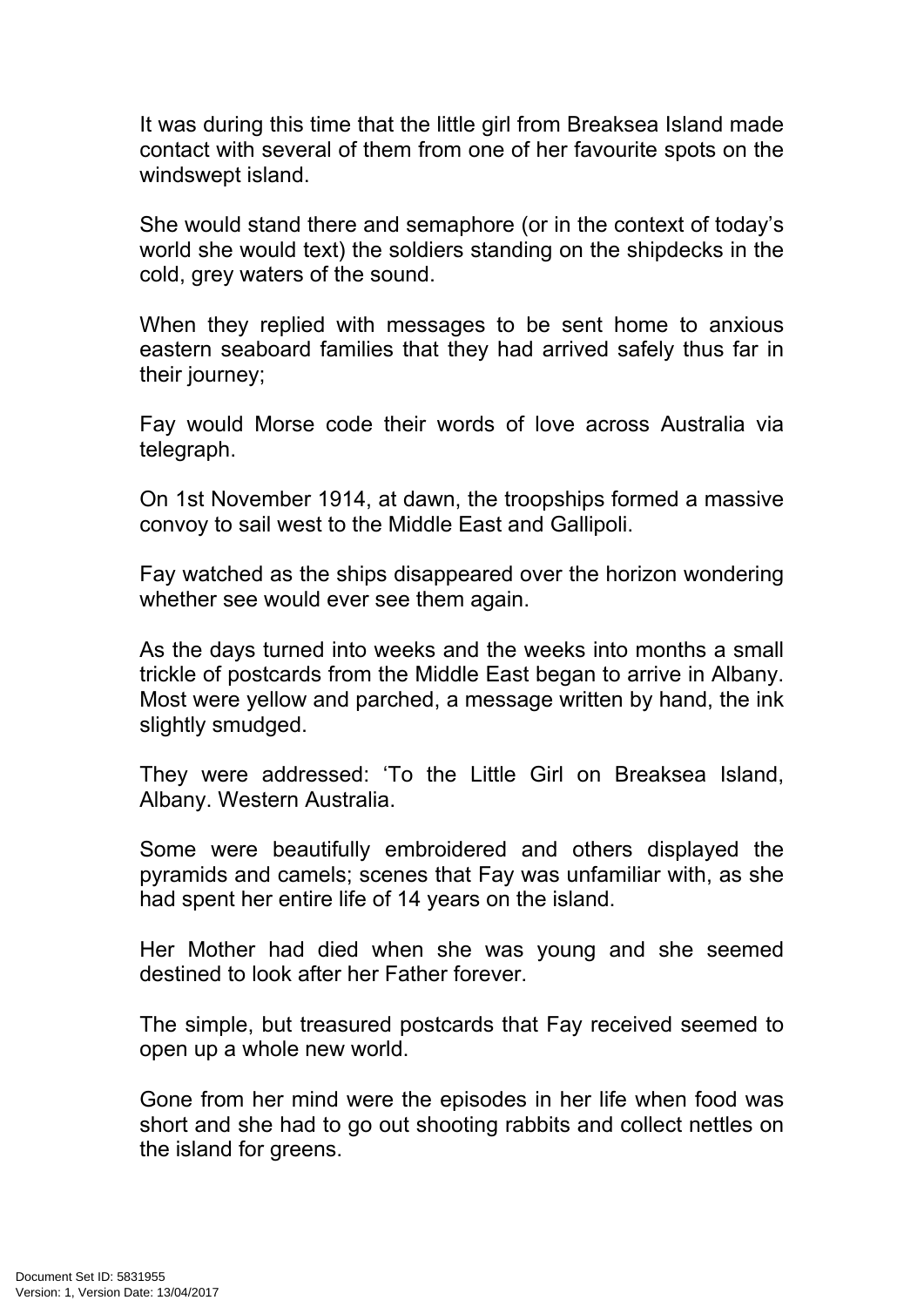It was during this time that the little girl from Breaksea Island made contact with several of them from one of her favourite spots on the windswept island.

She would stand there and semaphore (or in the context of today's world she would text) the soldiers standing on the shipdecks in the cold, grey waters of the sound.

When they replied with messages to be sent home to anxious eastern seaboard families that they had arrived safely thus far in their journey;

Fay would Morse code their words of love across Australia via telegraph.

On 1st November 1914, at dawn, the troopships formed a massive convoy to sail west to the Middle East and Gallipoli.

Fay watched as the ships disappeared over the horizon wondering whether see would ever see them again.

As the days turned into weeks and the weeks into months a small trickle of postcards from the Middle East began to arrive in Albany. Most were yellow and parched, a message written by hand, the ink slightly smudged.

They were addressed: 'To the Little Girl on Breaksea Island, Albany. Western Australia.

Some were beautifully embroidered and others displayed the pyramids and camels; scenes that Fay was unfamiliar with, as she had spent her entire life of 14 years on the island.

Her Mother had died when she was young and she seemed destined to look after her Father forever.

The simple, but treasured postcards that Fay received seemed to open up a whole new world.

Gone from her mind were the episodes in her life when food was short and she had to go out shooting rabbits and collect nettles on the island for greens.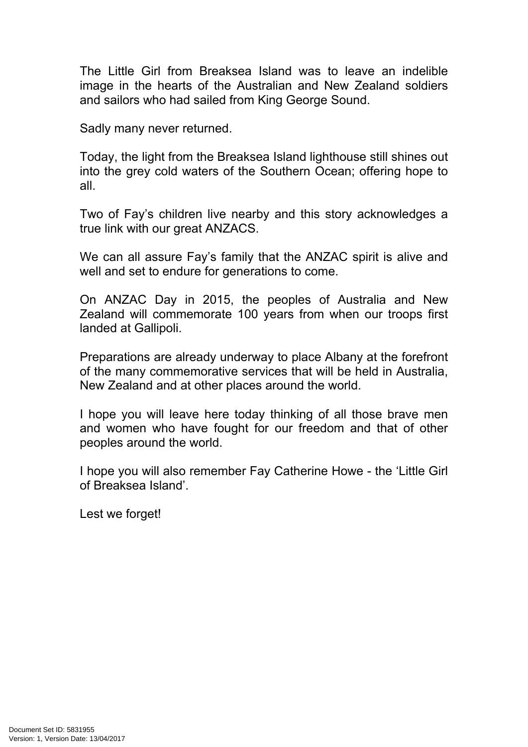The Little Girl from Breaksea Island was to leave an indelible image in the hearts of the Australian and New Zealand soldiers and sailors who had sailed from King George Sound.

Sadly many never returned.

Today, the light from the Breaksea Island lighthouse still shines out into the grey cold waters of the Southern Ocean; offering hope to all.

Two of Fay's children live nearby and this story acknowledges a true link with our great ANZACS.

We can all assure Fay's family that the ANZAC spirit is alive and well and set to endure for generations to come.

On ANZAC Day in 2015, the peoples of Australia and New Zealand will commemorate 100 years from when our troops first landed at Gallipoli.

Preparations are already underway to place Albany at the forefront of the many commemorative services that will be held in Australia, New Zealand and at other places around the world.

I hope you will leave here today thinking of all those brave men and women who have fought for our freedom and that of other peoples around the world.

I hope you will also remember Fay Catherine Howe - the 'Little Girl of Breaksea Island'.

Lest we forget!